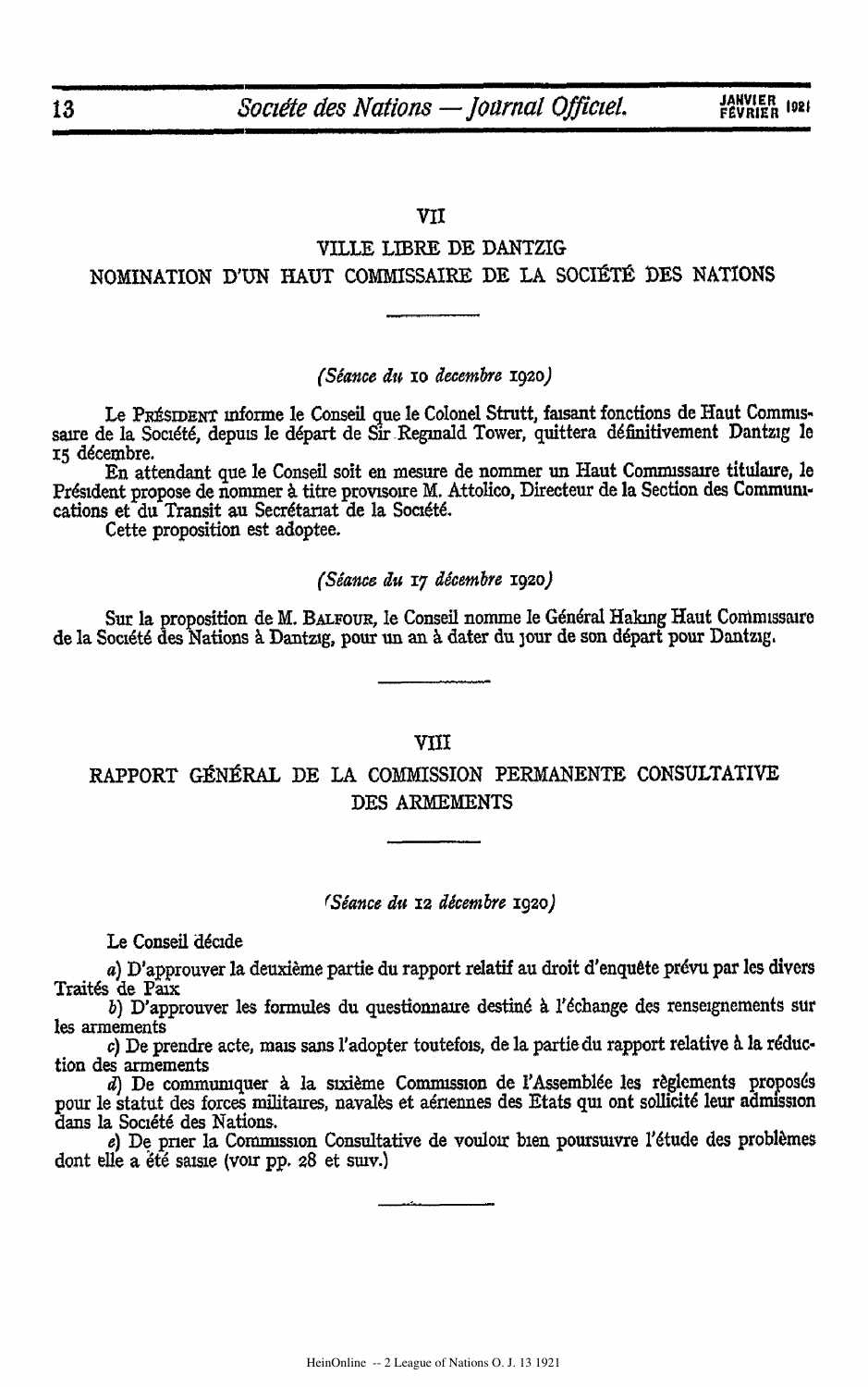## VII

## VILLE LIBRE DE DANTZIG

## NOMINATION D'UN HAUT COMMISSAIRE DE LA SOCIÉTÉ DES NATIONS

*(Séance du 10 decembre 1920)*

Le PRÉSIDENT informe le Conseil que le Colonel Strutt, faisant fonctions de Haut Commissaire de la Société, depuis le départ de Sir Reginald Tower, quittera définitivement Dantzig le 15 décembre.

En attendant que le Conseil soit en mesure de nommer un Haut Commissaire titulaire, le Président propose de nommer à titre provisoire M. Attolico, Directeur de la Section des Communications et du Transit au Secrétariat de la Société.

Cette proposition est adoptee.

*(Séance du 17 décembre 1920)*

Sur la proposition de M. BALFOUR, le Conseil nomme le Général Haking Haut Commissaire de la Société des Nations à Dantzig, pour un an à dater du jour de son départ pour Dantzig.

## VIII

## RAPPORT GÉNÉRAL DE LA COMMISSION PERMANENTE CONSULTATIVE DES ARMEMENTS

*(Séance du 12 décembre 1920)*

Le Conseil décide

*a)* D'approuver la deuxième partie du rapport relatif au droit d'enquête prévu par les divers Traités de Paix

*b)* D'approuver les formules du questionnaire destiné à l'échange des renseignements sur les armements

*c)* De prendre acte, mais sans l'adopter toutefois, de la partie du rapport relative à la réduction des armements

*d)* De communiquer à la sixième Commission de l'Assemblée les règlements proposés pour le statut des forces militaires, navalès et aériennes des Etats qui ont sollicité leur admission dans la Société des Nations.

*e)* De prier la Commission Consultative de vouloir bien poursuivre l'étude des problèmes dont elle a été saisie (voir pp. 28 et suiv.)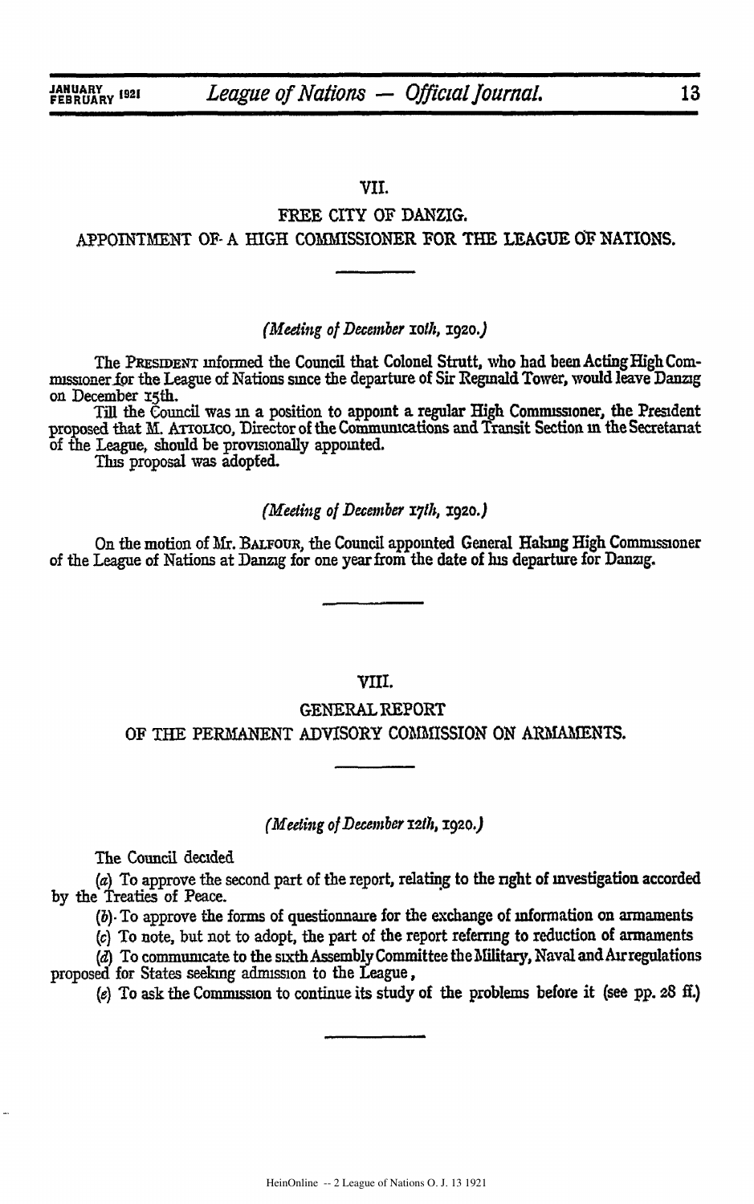## VII.

## FREE CITY OF DANZIG.

## APPOINTMENT OF A HIGH COMMISSIONER FOR THE LEAGUE OF NATIONS.

*(Meeting of December 10th, 1920.)*

The PRESIDENT informed the Council that Colonel Strutt, who had been Acting High Commissioner for the League of Nations since the departure of Sir Reginald Tower, would leave Danzig on December 15th.

Till the Council was in a position to appoint a regular High Commissioner, the President proposed that M. ATTOLICO, Director of the Communications and Transit Section in the Secretariat of the League, should be provisionally appointed.

This proposal was adopted.

*(Meeting of December 17th, 1920.)*

On the motion of Mr. BALFOUR, the Council appointed General Haking High Commissioner of the League of Nations at Danzig for one year from the date of his departure for Danzig.

## VIII.

## GENERAL REPORT

## OF THE PERMANENT ADVISORY COMMISSION ON ARMAMENTS.

*(Meeting of December 12th, 1920.)*

The Council decided

(a) To approve the second part of the report, relating to the right of investigation accorded by the Treaties of Peace.

(b) To approve the forms of questionnaire for the exchange of information on armaments

(c) To note, but not to adopt, the part of the report referring to reduction of armaments

(d) To communicate to the sixth Assembly Committee the Military, Naval and Air regulations proposed for States seeking admission to the League,

(e) To ask the Commission to continue its study of the problems before it (see pp. 28 ff.)